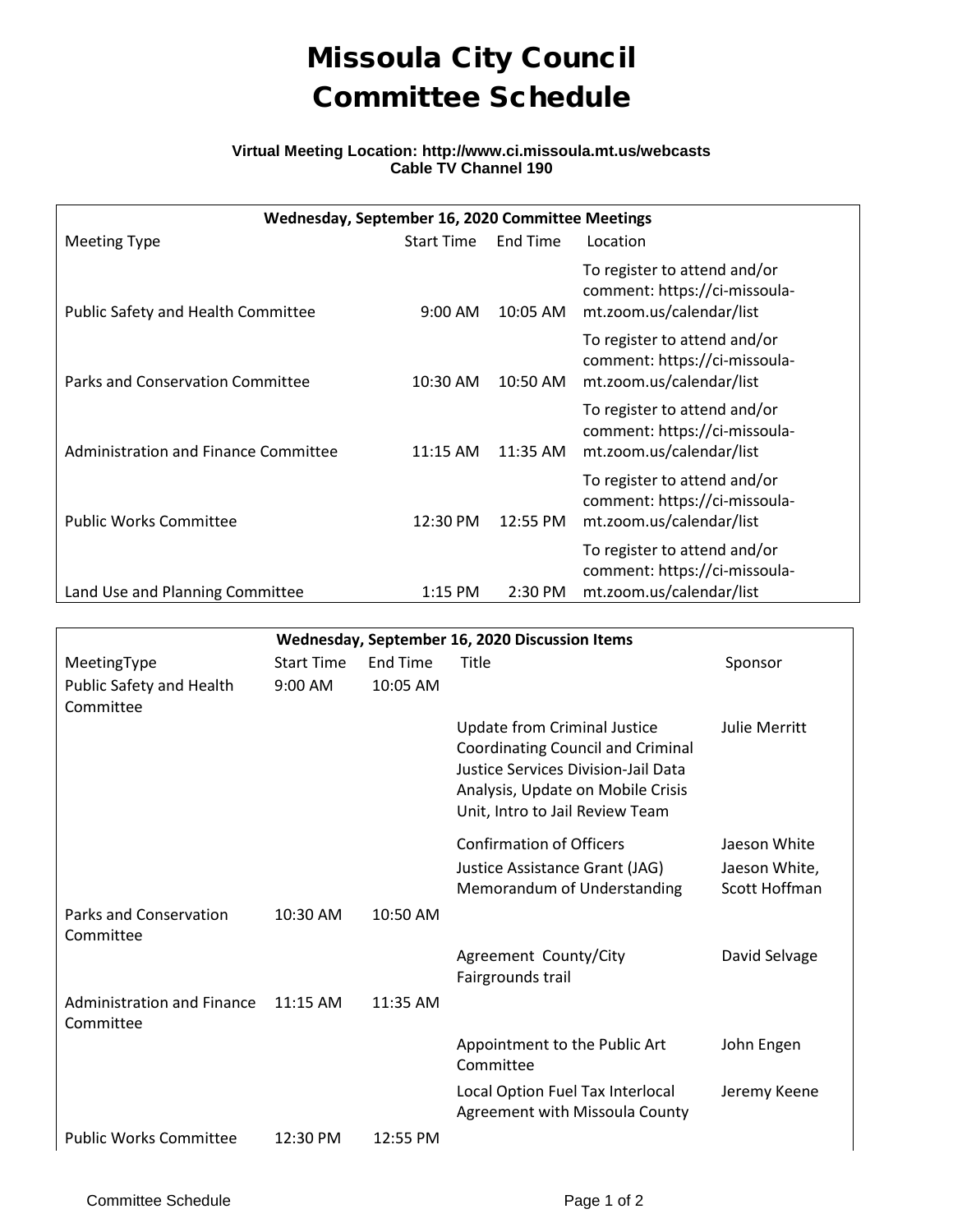# Missoula City Council
# Committee Schedule

**Virtual Meeting Location: http://www.ci.missoula.mt.us/webcasts**
**Cable TV Channel 190**

| Wednesday, September 16, 2020 Committee Meetings | | | |
|---|---|---|---|
| Meeting Type | Start Time | End Time | Location |
| Public Safety and Health Committee | 9:00 AM | 10:05 AM | To register to attend and/or comment: https://ci-missoula-mt.zoom.us/calendar/list |
| Parks and Conservation Committee | 10:30 AM | 10:50 AM | To register to attend and/or comment: https://ci-missoula-mt.zoom.us/calendar/list |
| Administration and Finance Committee | 11:15 AM | 11:35 AM | To register to attend and/or comment: https://ci-missoula-mt.zoom.us/calendar/list |
| Public Works Committee | 12:30 PM | 12:55 PM | To register to attend and/or comment: https://ci-missoula-mt.zoom.us/calendar/list |
| Land Use and Planning Committee | 1:15 PM | 2:30 PM | To register to attend and/or comment: https://ci-missoula-mt.zoom.us/calendar/list |

| Wednesday, September 16, 2020 Discussion Items | | | | |
|---|---|---|---|---|
| MeetingType | Start Time | End Time | Title | Sponsor |
| Public Safety and Health Committee | 9:00 AM | 10:05 AM | | |
| | | | Update from Criminal Justice Coordinating Council and Criminal Justice Services Division-Jail Data Analysis, Update on Mobile Crisis Unit, Intro to Jail Review Team | Julie Merritt |
| | | | Confirmation of Officers | Jaeson White |
| | | | Justice Assistance Grant (JAG) Memorandum of Understanding | Jaeson White, Scott Hoffman |
| Parks and Conservation Committee | 10:30 AM | 10:50 AM | | |
| | | | Agreement County/City Fairgrounds trail | David Selvage |
| Administration and Finance Committee | 11:15 AM | 11:35 AM | | |
| | | | Appointment to the Public Art Committee | John Engen |
| | | | Local Option Fuel Tax Interlocal Agreement with Missoula County | Jeremy Keene |
| Public Works Committee | 12:30 PM | 12:55 PM | | |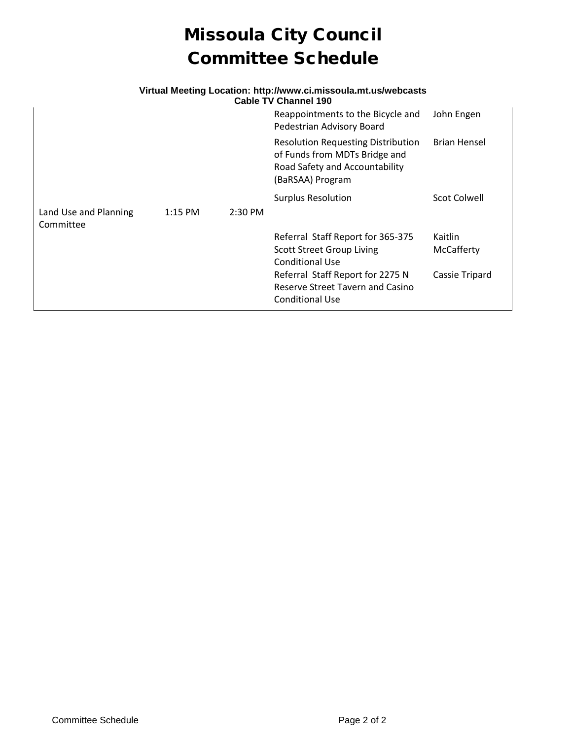# Missoula City Council
# Committee Schedule

**Virtual Meeting Location: http://www.ci.missoula.mt.us/webcasts**
**Cable TV Channel 190**

| | | | | |
|---|---|---|---|---|
| | | | Reappointments to the Bicycle and Pedestrian Advisory Board | John Engen |
| | | | Resolution Requesting Distribution of Funds from MDTs Bridge and Road Safety and Accountability (BaRSAA) Program | Brian Hensel |
| | | | Surplus Resolution | Scot Colwell |
| Land Use and Planning Committee | 1:15 PM | 2:30 PM | | |
| | | | Referral Staff Report for 365-375 Scott Street Group Living Conditional Use | Kaitlin McCafferty |
| | | | Referral Staff Report for 2275 N Reserve Street Tavern and Casino Conditional Use | Cassie Tripard |